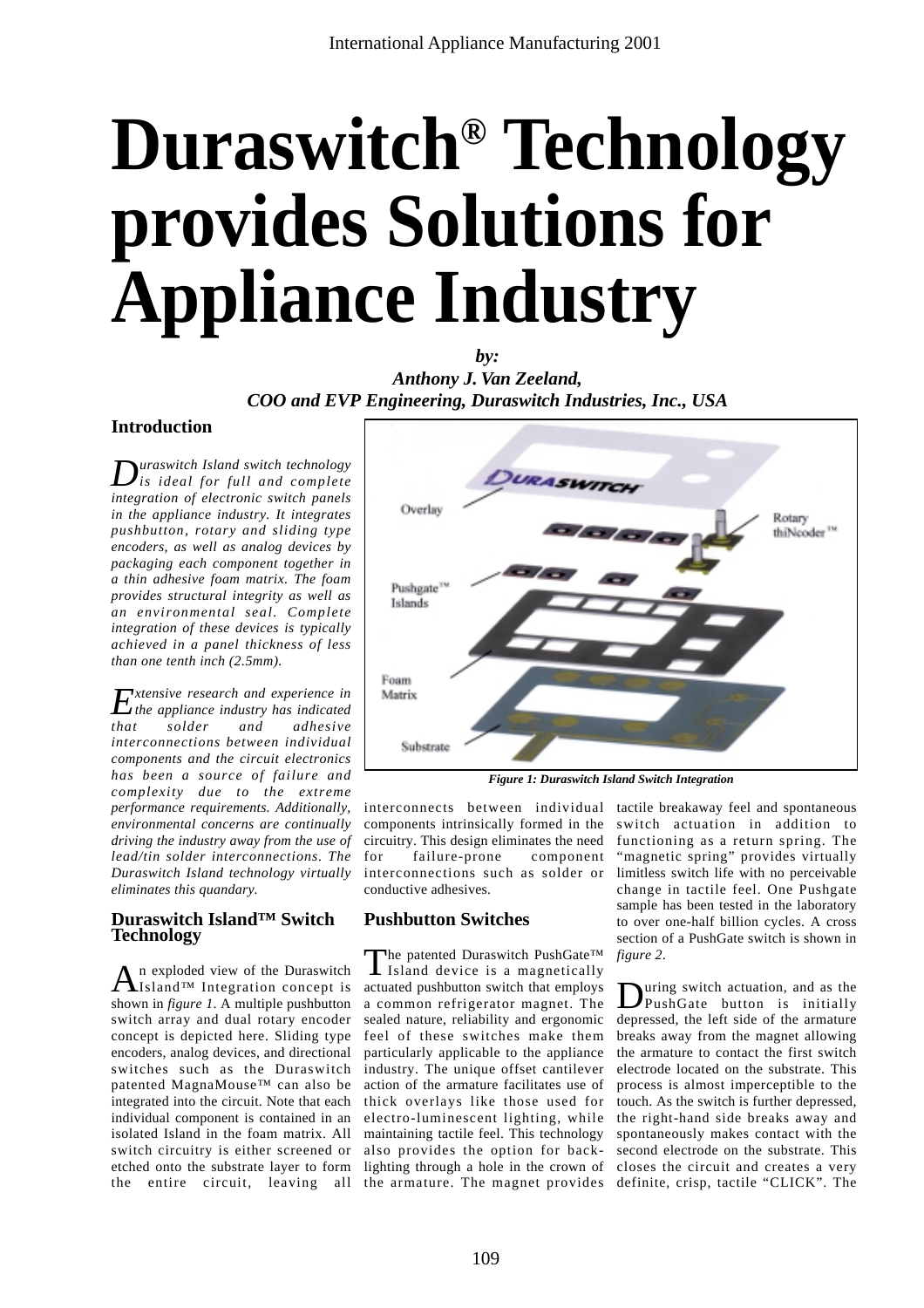# Duraswitch® Technology provides Solutions for Appliance Industry

***by:***
***Anthony J. Van Zeeland,***
***COO and EVP Engineering, Duraswitch Industries, Inc., USA***

## Introduction

*Duraswitch Island switch technology is ideal for full and complete integration of electronic switch panels in the appliance industry. It integrates pushbutton, rotary and sliding type encoders, as well as analog devices by packaging each component together in a thin adhesive foam matrix. The foam provides structural integrity as well as an environmental seal. Complete integration of these devices is typically achieved in a panel thickness of less than one tenth inch (2.5mm).*

*Extensive research and experience in the appliance industry has indicated that solder and adhesive interconnections between individual components and the circuit electronics has been a source of failure and complexity due to the extreme performance requirements. Additionally, environmental concerns are continually driving the industry away from the use of lead/tin solder interconnections. The Duraswitch Island technology virtually eliminates this quandary.*

***Figure 1: Duraswitch Island Switch Integration***

## Duraswitch Island™ Switch Technology

An exploded view of the Duraswitch Island™ Integration concept is shown in *figure 1*. A multiple pushbutton switch array and dual rotary encoder concept is depicted here. Sliding type encoders, analog devices, and directional switches such as the Duraswitch patented MagnaMouse™ can also be integrated into the circuit. Note that each individual component is contained in an isolated Island in the foam matrix. All switch circuitry is either screened or etched onto the substrate layer to form the entire circuit, leaving all interconnects between individual components intrinsically formed in the circuitry. This design eliminates the need for failure-prone component interconnections such as solder or conductive adhesives.

## Pushbutton Switches

The patented Duraswitch PushGate™ Island device is a magnetically actuated pushbutton switch that employs a common refrigerator magnet. The sealed nature, reliability and ergonomic feel of these switches make them particularly applicable to the appliance industry. The unique offset cantilever action of the armature facilitates use of thick overlays like those used for electro-luminescent lighting, while maintaining tactile feel. This technology also provides the option for back-lighting through a hole in the crown of the armature. The magnet provides tactile breakaway feel and spontaneous switch actuation in addition to functioning as a return spring. The "magnetic spring" provides virtually limitless switch life with no perceivable change in tactile feel. One Pushgate sample has been tested in the laboratory to over one-half billion cycles. A cross section of a PushGate switch is shown in *figure 2*.

During switch actuation, and as the PushGate button is initially depressed, the left side of the armature breaks away from the magnet allowing the armature to contact the first switch electrode located on the substrate. This process is almost imperceptible to the touch. As the switch is further depressed, the right-hand side breaks away and spontaneously makes contact with the second electrode on the substrate. This closes the circuit and creates a very definite, crisp, tactile "CLICK". The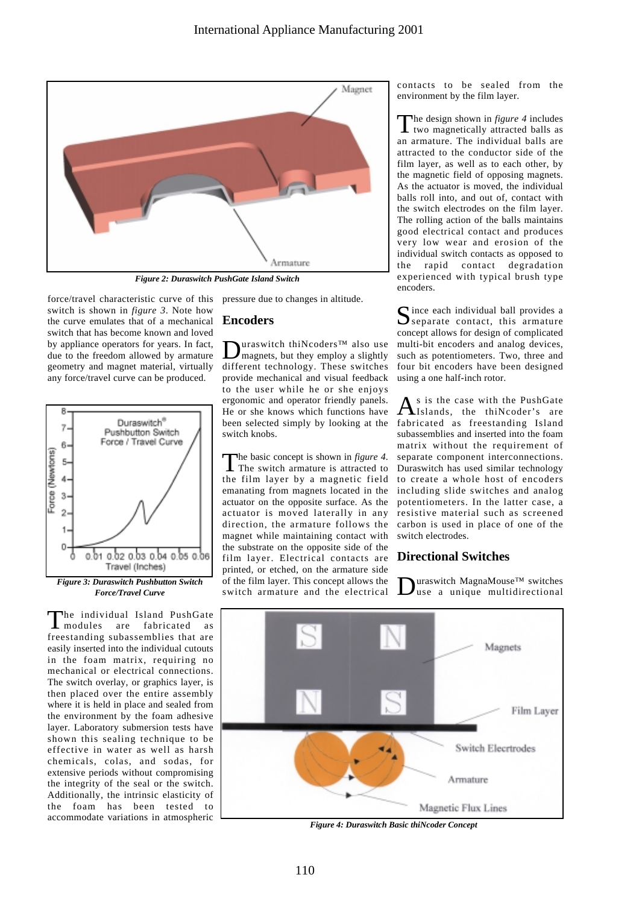*Figure 2: Duraswitch PushGate Island Switch*

force/travel characteristic curve of this switch is shown in *figure 3*. Note how the curve emulates that of a mechanical switch that has become known and loved by appliance operators for years. In fact, due to the freedom allowed by armature geometry and magnet material, virtually any force/travel curve can be produced.

*Figure 3: Duraswitch Pushbutton Switch Force/Travel Curve*

The individual Island PushGate modules are fabricated as freestanding subassemblies that are easily inserted into the individual cutouts in the foam matrix, requiring no mechanical or electrical connections. The switch overlay, or graphics layer, is then placed over the entire assembly where it is held in place and sealed from the environment by the foam adhesive layer. Laboratory submersion tests have shown this sealing technique to be effective in water as well as harsh chemicals, colas, and sodas, for extensive periods without compromising the integrity of the seal or the switch. Additionally, the intrinsic elasticity of the foam has been tested to accommodate variations in atmospheric pressure due to changes in altitude.

## Encoders

Duraswitch thiNcoders™ also use magnets, but they employ a slightly different technology. These switches provide mechanical and visual feedback to the user while he or she enjoys ergonomic and operator friendly panels. He or she knows which functions have been selected simply by looking at the switch knobs.

The basic concept is shown in *figure 4*. The switch armature is attracted to the film layer by a magnetic field emanating from magnets located in the actuator on the opposite surface. As the actuator is moved laterally in any direction, the armature follows the magnet while maintaining contact with the substrate on the opposite side of the film layer. Electrical contacts are printed, or etched, on the armature side of the film layer. This concept allows the switch armature and the electrical contacts to be sealed from the environment by the film layer.

The design shown in *figure 4* includes two magnetically attracted balls as an armature. The individual balls are attracted to the conductor side of the film layer, as well as to each other, by the magnetic field of opposing magnets. As the actuator is moved, the individual balls roll into, and out of, contact with the switch electrodes on the film layer. The rolling action of the balls maintains good electrical contact and produces very low wear and erosion of the individual switch contacts as opposed to the rapid contact degradation experienced with typical brush type encoders.

Since each individual ball provides a separate contact, this armature concept allows for design of complicated multi-bit encoders and analog devices, such as potentiometers. Two, three and four bit encoders have been designed using a one half-inch rotor.

As is the case with the PushGate Islands, the thiNcoder's are fabricated as freestanding Island subassemblies and inserted into the foam matrix without the requirement of separate component interconnections. Duraswitch has used similar technology to create a whole host of encoders including slide switches and analog potentiometers. In the latter case, a resistive material such as screened carbon is used in place of one of the switch electrodes.

## Directional Switches

Duraswitch MagnaMouse™ switches use a unique multidirectional

*Figure 4: Duraswitch Basic thiNcoder Concept*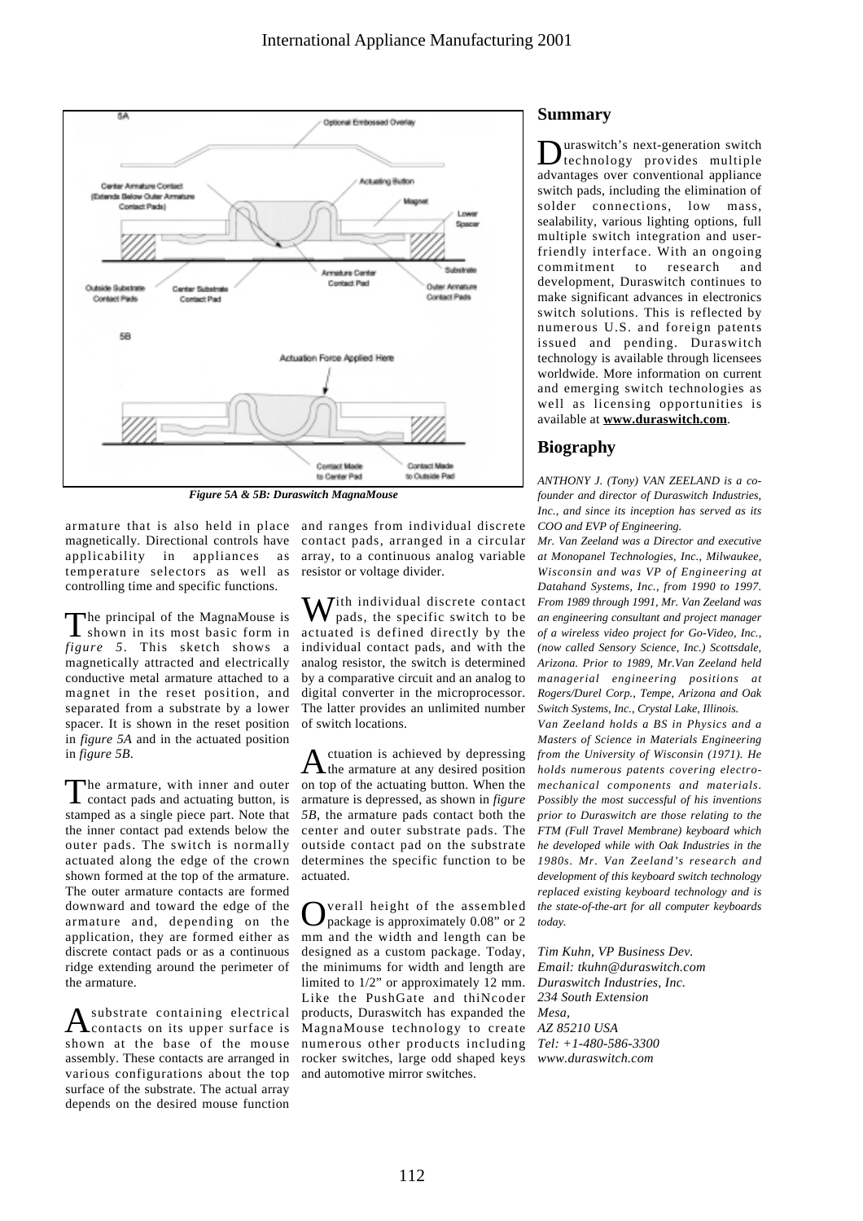5A

Optional Embossed Overlay

Center Armature Contact (Extends Below Outer Armature Contact Pads)

Actuating Button

Magnet

Lower Spacer

Substrate

Armature Center Contact Pad

Outside Substrate Contact Pads

Center Substrate Contact Pad

Outer Armature Contact Pads

5B

Actuation Force Applied Here

Contact Made to Center Pad

Contact Made to Outside Pad

***Figure 5A & 5B: Duraswitch MagnaMouse***

armature that is also held in place magnetically. Directional controls have applicability in appliances as temperature selectors as well as controlling time and specific functions.

The principal of the MagnaMouse is shown in its most basic form in *figure 5*. This sketch shows a magnetically attracted and electrically conductive metal armature attached to a magnet in the reset position, and separated from a substrate by a lower spacer. It is shown in the reset position in *figure 5A* and in the actuated position in *figure 5B*.

The armature, with inner and outer contact pads and actuating button, is stamped as a single piece part. Note that the inner contact pad extends below the outer pads. The switch is normally actuated along the edge of the crown shown formed at the top of the armature. The outer armature contacts are formed downward and toward the edge of the armature and, depending on the application, they are formed either as discrete contact pads or as a continuous ridge extending around the perimeter of the armature.

A substrate containing electrical contacts on its upper surface is shown at the base of the mouse assembly. These contacts are arranged in various configurations about the top surface of the substrate. The actual array depends on the desired mouse function and ranges from individual discrete contact pads, arranged in a circular array, to a continuous analog variable resistor or voltage divider.

With individual discrete contact pads, the specific switch to be actuated is defined directly by the individual contact pads, and with the analog resistor, the switch is determined by a comparative circuit and an analog to digital converter in the microprocessor. The latter provides an unlimited number of switch locations.

Actuation is achieved by depressing the armature at any desired position on top of the actuating button. When the armature is depressed, as shown in *figure 5B*, the armature pads contact both the center and outer substrate pads. The outside contact pad on the substrate determines the specific function to be actuated.

Overall height of the assembled package is approximately 0.08" or 2 mm and the width and length can be designed as a custom package. Today, the minimums for width and length are limited to 1/2" or approximately 12 mm. Like the PushGate and thiNcoder products, Duraswitch has expanded the MagnaMouse technology to create numerous other products including rocker switches, large odd shaped keys and automotive mirror switches.

## Summary

Duraswitch's next-generation switch technology provides multiple advantages over conventional appliance switch pads, including the elimination of solder connections, low mass, sealability, various lighting options, full multiple switch integration and user-friendly interface. With an ongoing commitment to research and development, Duraswitch continues to make significant advances in electronics switch solutions. This is reflected by numerous U.S. and foreign patents issued and pending. Duraswitch technology is available through licensees worldwide. More information on current and emerging switch technologies as well as licensing opportunities is available at **www.duraswitch.com**.

## Biography

*ANTHONY J. (Tony) VAN ZEELAND is a co-founder and director of Duraswitch Industries, Inc., and since its inception has served as its COO and EVP of Engineering.*

*Mr. Van Zeeland was a Director and executive at Monopanel Technologies, Inc., Milwaukee, Wisconsin and was VP of Engineering at Datahand Systems, Inc., from 1990 to 1997. From 1989 through 1991, Mr. Van Zeeland was an engineering consultant and project manager of a wireless video project for Go-Video, Inc., (now called Sensory Science, Inc.) Scottsdale, Arizona. Prior to 1989, Mr.Van Zeeland held managerial engineering positions at Rogers/Durel Corp., Tempe, Arizona and Oak Switch Systems, Inc., Crystal Lake, Illinois.*

*Van Zeeland holds a BS in Physics and a Masters of Science in Materials Engineering from the University of Wisconsin (1971). He holds numerous patents covering electro-mechanical components and materials. Possibly the most successful of his inventions prior to Duraswitch are those relating to the FTM (Full Travel Membrane) keyboard which he developed while with Oak Industries in the 1980s. Mr. Van Zeeland's research and development of this keyboard switch technology replaced existing keyboard technology and is the state-of-the-art for all computer keyboards today.*

*Tim Kuhn, VP Business Dev.*
*Email: tkuhn@duraswitch.com*
*Duraswitch Industries, Inc.*
*234 South Extension*
*Mesa,*
*AZ 85210 USA*
*Tel: +1-480-586-3300*
*www.duraswitch.com*